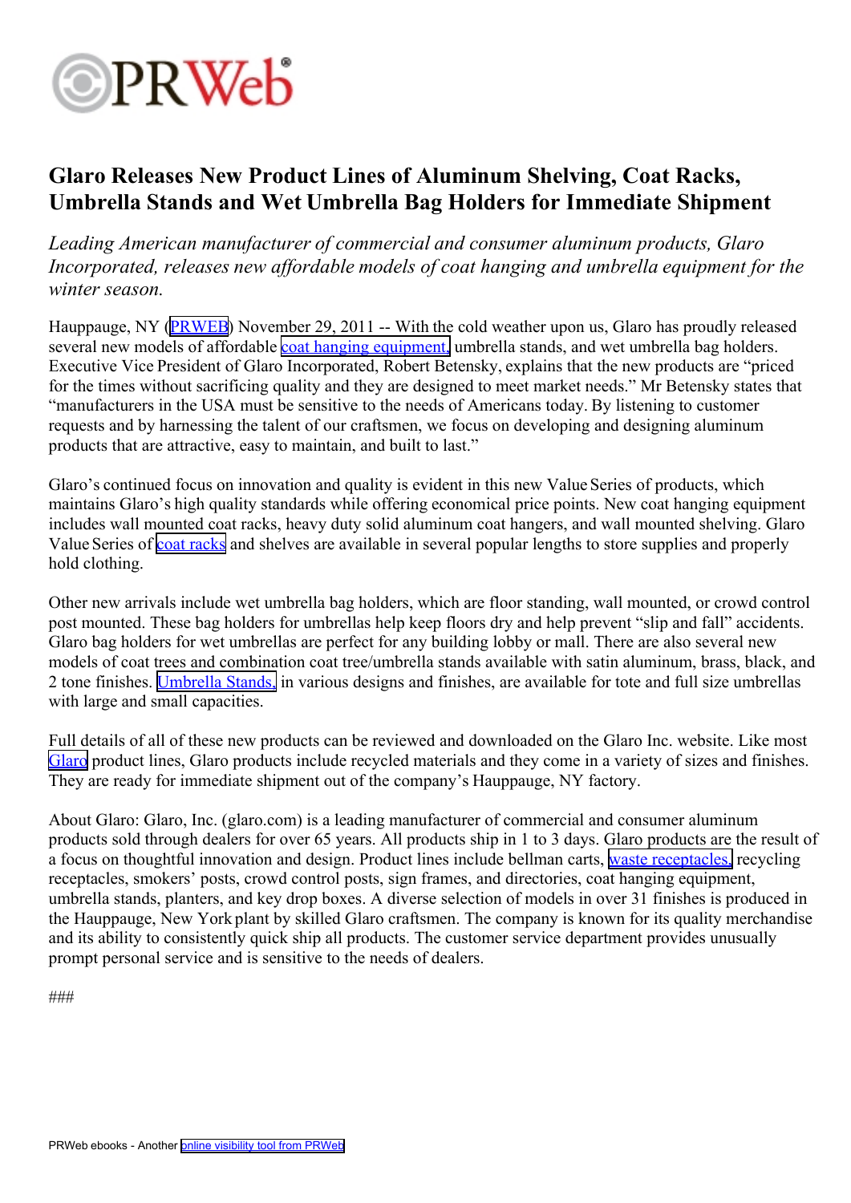# Glaro Releases New Product Lines of Aluminum Shelving, Coat Racks, Umbrella Stands and Wet Umbrella Bag Holders for Immediate Shipment

*Leading American manufacturer of commercial and consumer aluminum products, Glaro Incorporated, releases new affordable models of coat hanging and umbrella equipment for the winter season.*

Hauppauge, NY (PRWEB) November 29, 2011 -- With the cold weather upon us, Glaro has proudly released several new models of affordable coat hanging equipment, umbrella stands, and wet umbrella bag holders. Executive Vice President of Glaro Incorporated, Robert Betensky, explains that the new products are "priced for the times without sacrificing quality and they are designed to meet market needs." Mr Betensky states that "manufacturers in the USA must be sensitive to the needs of Americans today. By listening to customer requests and by harnessing the talent of our craftsmen, we focus on developing and designing aluminum products that are attractive, easy to maintain, and built to last."

Glaro's continued focus on innovation and quality is evident in this new Value Series of products, which maintains Glaro's high quality standards while offering economical price points. New coat hanging equipment includes wall mounted coat racks, heavy duty solid aluminum coat hangers, and wall mounted shelving. Glaro Value Series of coat racks and shelves are available in several popular lengths to store supplies and properly hold clothing.

Other new arrivals include wet umbrella bag holders, which are floor standing, wall mounted, or crowd control post mounted. These bag holders for umbrellas help keep floors dry and help prevent "slip and fall" accidents. Glaro bag holders for wet umbrellas are perfect for any building lobby or mall. There are also several new models of coat trees and combination coat tree/umbrella stands available with satin aluminum, brass, black, and 2 tone finishes. Umbrella Stands, in various designs and finishes, are available for tote and full size umbrellas with large and small capacities.

Full details of all of these new products can be reviewed and downloaded on the Glaro Inc. website. Like most Glaro product lines, Glaro products include recycled materials and they come in a variety of sizes and finishes. They are ready for immediate shipment out of the company's Hauppauge, NY factory.

About Glaro: Glaro, Inc. (glaro.com) is a leading manufacturer of commercial and consumer aluminum products sold through dealers for over 65 years. All products ship in 1 to 3 days. Glaro products are the result of a focus on thoughtful innovation and design. Product lines include bellman carts, waste receptacles, recycling receptacles, smokers' posts, crowd control posts, sign frames, and directories, coat hanging equipment, umbrella stands, planters, and key drop boxes. A diverse selection of models in over 31 finishes is produced in the Hauppauge, New York plant by skilled Glaro craftsmen. The company is known for its quality merchandise and its ability to consistently quick ship all products. The customer service department provides unusually prompt personal service and is sensitive to the needs of dealers.

###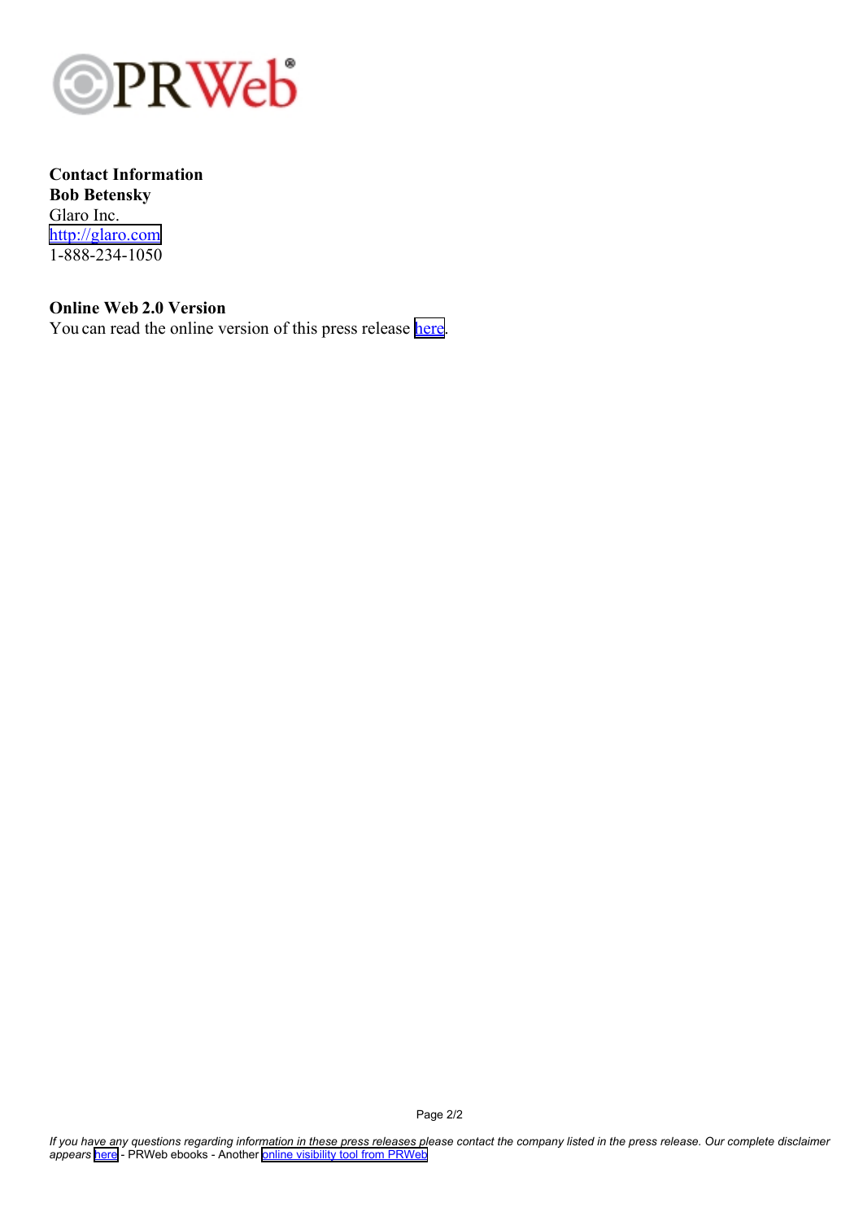**Contact Information**
**Bob Betensky**
Glaro Inc.
http://glaro.com
1-888-234-1050

**Online Web 2.0 Version**
You can read the online version of this press release here.

*If you have any questions regarding information in these press releases please contact the company listed in the press release. Our complete disclaimer appears here - PRWeb ebooks - Another online visibility tool from PRWeb*